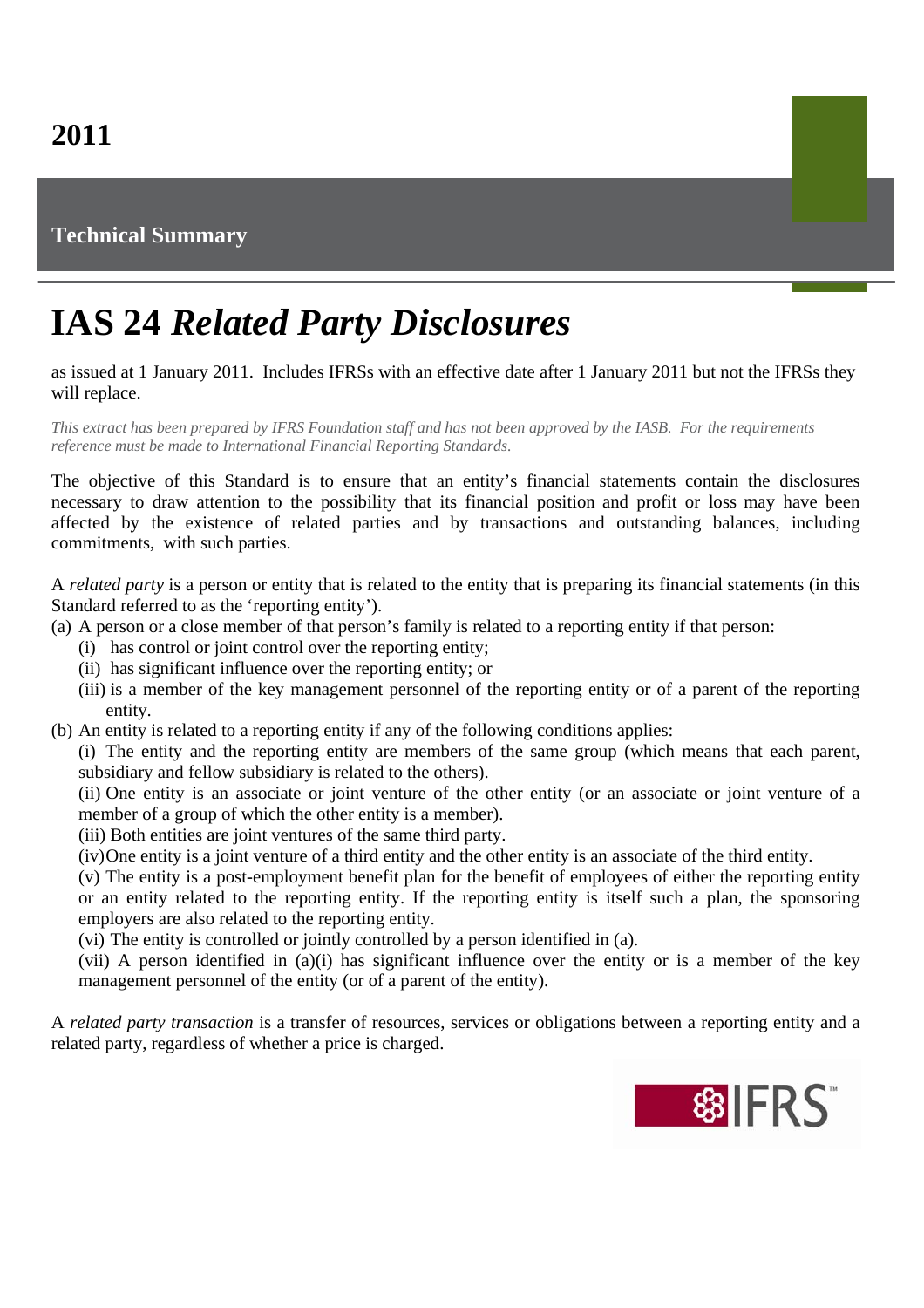**2011**

**Technical Summary**

# IAS 24 *Related Party Disclosures*

as issued at 1 January 2011. Includes IFRSs with an effective date after 1 January 2011 but not the IFRSs they will replace.

*This extract has been prepared by IFRS Foundation staff and has not been approved by the IASB. For the requirements reference must be made to International Financial Reporting Standards.*

The objective of this Standard is to ensure that an entity's financial statements contain the disclosures necessary to draw attention to the possibility that its financial position and profit or loss may have been affected by the existence of related parties and by transactions and outstanding balances, including commitments, with such parties.

A *related party* is a person or entity that is related to the entity that is preparing its financial statements (in this Standard referred to as the 'reporting entity').

(a) A person or a close member of that person's family is related to a reporting entity if that person:
  - (i) has control or joint control over the reporting entity;
  - (ii) has significant influence over the reporting entity; or
  - (iii) is a member of the key management personnel of the reporting entity or of a parent of the reporting entity.

(b) An entity is related to a reporting entity if any of the following conditions applies:
  - (i) The entity and the reporting entity are members of the same group (which means that each parent, subsidiary and fellow subsidiary is related to the others).
  - (ii) One entity is an associate or joint venture of the other entity (or an associate or joint venture of a member of a group of which the other entity is a member).
  - (iii) Both entities are joint ventures of the same third party.
  - (iv) One entity is a joint venture of a third entity and the other entity is an associate of the third entity.
  - (v) The entity is a post-employment benefit plan for the benefit of employees of either the reporting entity or an entity related to the reporting entity. If the reporting entity is itself such a plan, the sponsoring employers are also related to the reporting entity.
  - (vi) The entity is controlled or jointly controlled by a person identified in (a).
  - (vii) A person identified in (a)(i) has significant influence over the entity or is a member of the key management personnel of the entity (or of a parent of the entity).

A *related party transaction* is a transfer of resources, services or obligations between a reporting entity and a related party, regardless of whether a price is charged.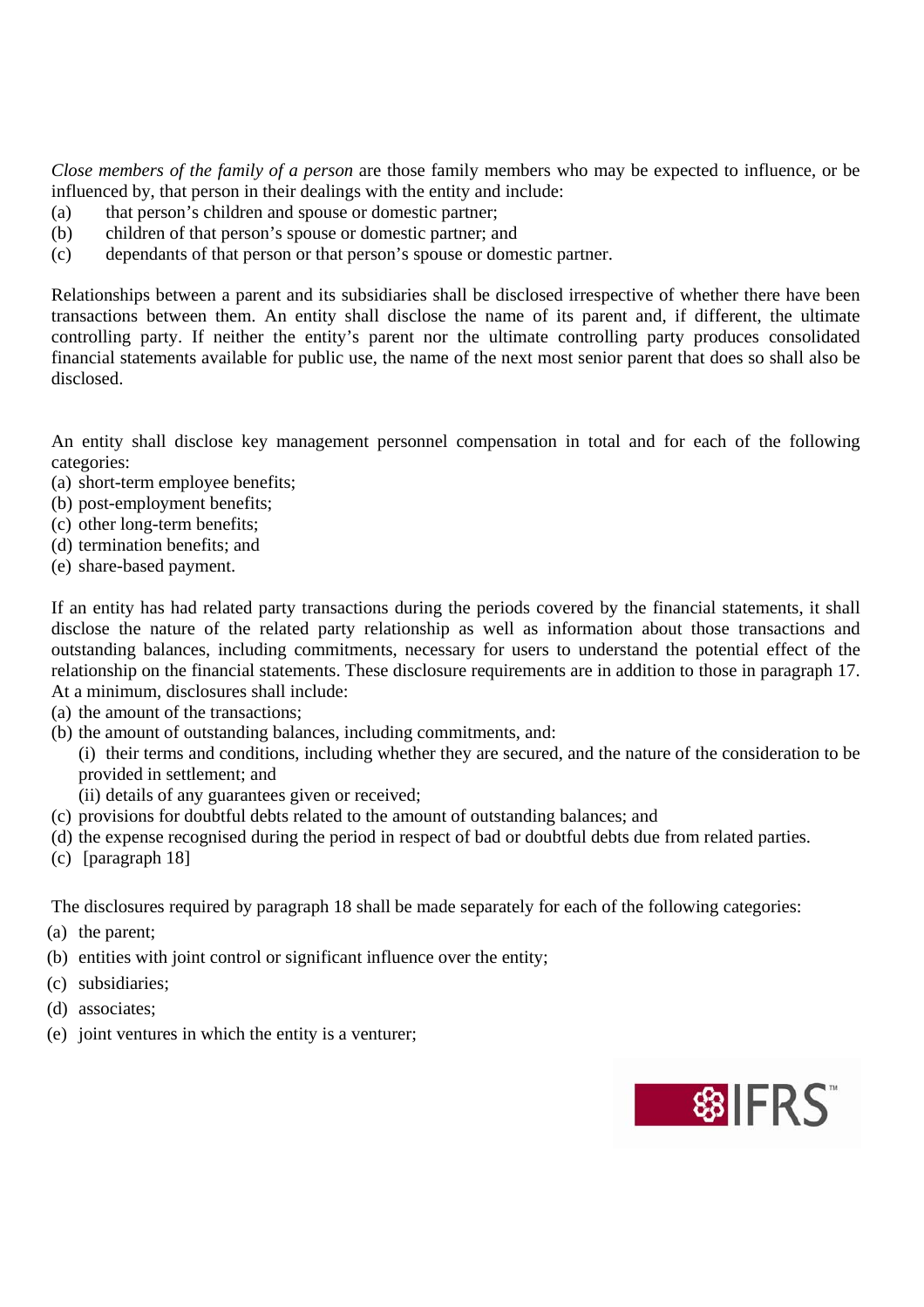*Close members of the family of a person* are those family members who may be expected to influence, or be influenced by, that person in their dealings with the entity and include:

(a) that person's children and spouse or domestic partner;
(b) children of that person's spouse or domestic partner; and
(c) dependants of that person or that person's spouse or domestic partner.

Relationships between a parent and its subsidiaries shall be disclosed irrespective of whether there have been transactions between them. An entity shall disclose the name of its parent and, if different, the ultimate controlling party. If neither the entity's parent nor the ultimate controlling party produces consolidated financial statements available for public use, the name of the next most senior parent that does so shall also be disclosed.

An entity shall disclose key management personnel compensation in total and for each of the following categories:

(a) short-term employee benefits;
(b) post-employment benefits;
(c) other long-term benefits;
(d) termination benefits; and
(e) share-based payment.

If an entity has had related party transactions during the periods covered by the financial statements, it shall disclose the nature of the related party relationship as well as information about those transactions and outstanding balances, including commitments, necessary for users to understand the potential effect of the relationship on the financial statements. These disclosure requirements are in addition to those in paragraph 17. At a minimum, disclosures shall include:

(a) the amount of the transactions;
(b) the amount of outstanding balances, including commitments, and:
  (i) their terms and conditions, including whether they are secured, and the nature of the consideration to be provided in settlement; and
  (ii) details of any guarantees given or received;
(c) provisions for doubtful debts related to the amount of outstanding balances; and
(d) the expense recognised during the period in respect of bad or doubtful debts due from related parties.
(c) [paragraph 18]

The disclosures required by paragraph 18 shall be made separately for each of the following categories:

(a) the parent;
(b) entities with joint control or significant influence over the entity;
(c) subsidiaries;
(d) associates;
(e) joint ventures in which the entity is a venturer;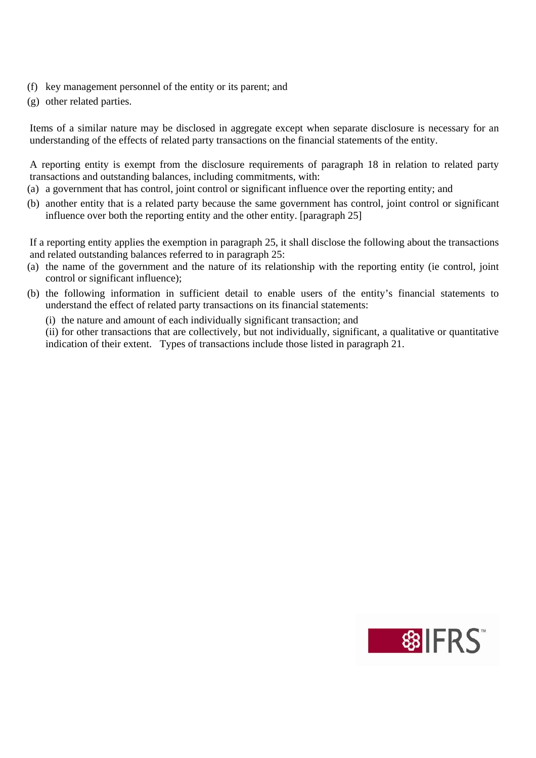(f) key management personnel of the entity or its parent; and

(g) other related parties.

Items of a similar nature may be disclosed in aggregate except when separate disclosure is necessary for an understanding of the effects of related party transactions on the financial statements of the entity.

A reporting entity is exempt from the disclosure requirements of paragraph 18 in relation to related party transactions and outstanding balances, including commitments, with:

(a) a government that has control, joint control or significant influence over the reporting entity; and

(b) another entity that is a related party because the same government has control, joint control or significant influence over both the reporting entity and the other entity. [paragraph 25]

If a reporting entity applies the exemption in paragraph 25, it shall disclose the following about the transactions and related outstanding balances referred to in paragraph 25:

(a) the name of the government and the nature of its relationship with the reporting entity (ie control, joint control or significant influence);

(b) the following information in sufficient detail to enable users of the entity's financial statements to understand the effect of related party transactions on its financial statements:

(i) the nature and amount of each individually significant transaction; and

(ii) for other transactions that are collectively, but not individually, significant, a qualitative or quantitative indication of their extent. Types of transactions include those listed in paragraph 21.